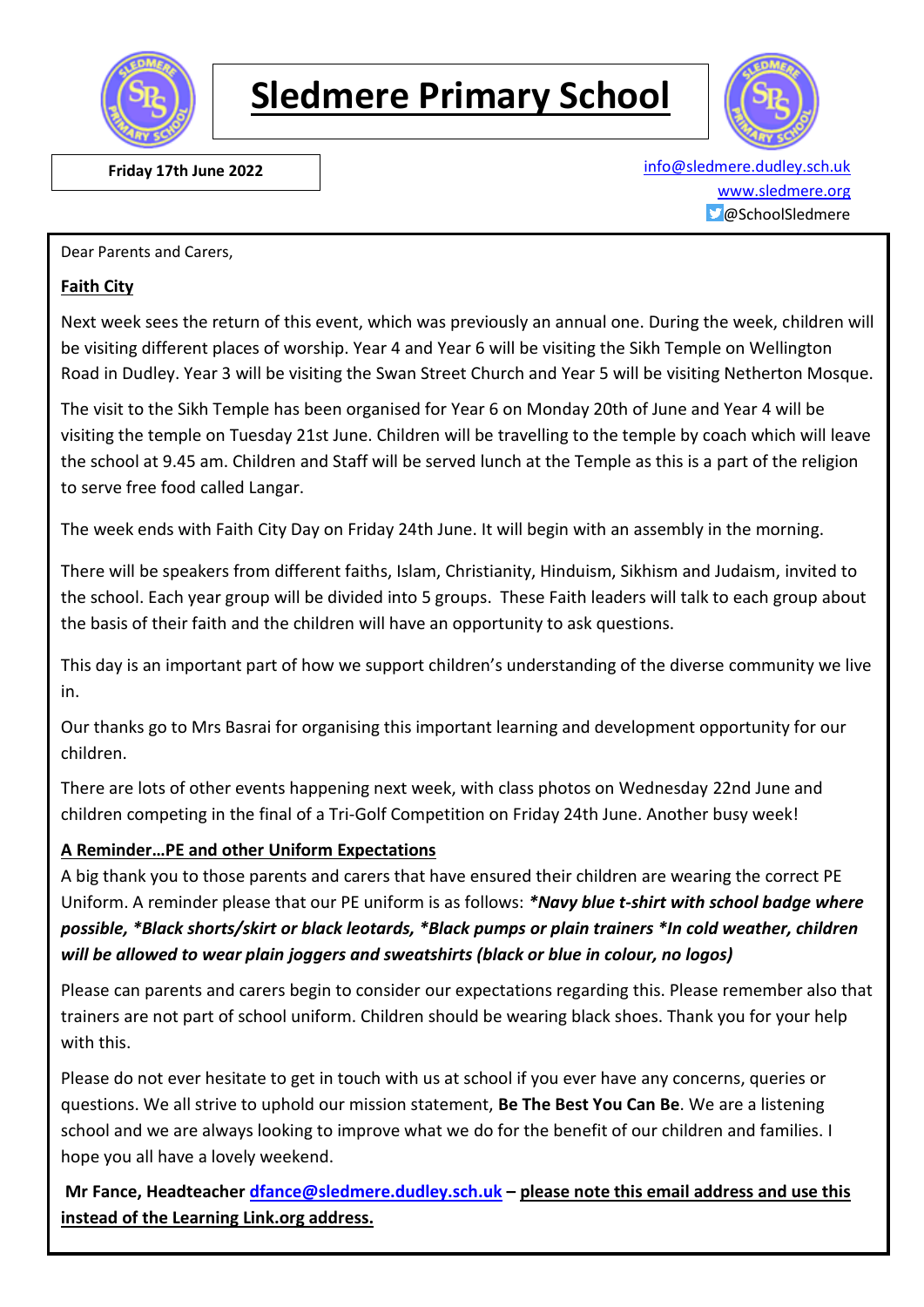# Sledmere Primary School

**Friday 17th June 2022**

info@sledmere.dudley.sch.uk
www.sledmere.org
@SchoolSledmere

Dear Parents and Carers,

**Faith City**

Next week sees the return of this event, which was previously an annual one. During the week, children will be visiting different places of worship. Year 4 and Year 6 will be visiting the Sikh Temple on Wellington Road in Dudley. Year 3 will be visiting the Swan Street Church and Year 5 will be visiting Netherton Mosque.

The visit to the Sikh Temple has been organised for Year 6 on Monday 20th of June and Year 4 will be visiting the temple on Tuesday 21st June. Children will be travelling to the temple by coach which will leave the school at 9.45 am. Children and Staff will be served lunch at the Temple as this is a part of the religion to serve free food called Langar.

The week ends with Faith City Day on Friday 24th June. It will begin with an assembly in the morning.

There will be speakers from different faiths, Islam, Christianity, Hinduism, Sikhism and Judaism, invited to the school. Each year group will be divided into 5 groups. These Faith leaders will talk to each group about the basis of their faith and the children will have an opportunity to ask questions.

This day is an important part of how we support children's understanding of the diverse community we live in.

Our thanks go to Mrs Basrai for organising this important learning and development opportunity for our children.

There are lots of other events happening next week, with class photos on Wednesday 22nd June and children competing in the final of a Tri-Golf Competition on Friday 24th June. Another busy week!

**A Reminder…PE and other Uniform Expectations**

A big thank you to those parents and carers that have ensured their children are wearing the correct PE Uniform. A reminder please that our PE uniform is as follows: ***Navy blue t-shirt with school badge where possible, *Black shorts/skirt or black leotards, *Black pumps or plain trainers *In cold weather, children will be allowed to wear plain joggers and sweatshirts (black or blue in colour, no logos)***

Please can parents and carers begin to consider our expectations regarding this. Please remember also that trainers are not part of school uniform. Children should be wearing black shoes. Thank you for your help with this.

Please do not ever hesitate to get in touch with us at school if you ever have any concerns, queries or questions. We all strive to uphold our mission statement, **Be The Best You Can Be**. We are a listening school and we are always looking to improve what we do for the benefit of our children and families. I hope you all have a lovely weekend.

**Mr Fance, Headteacher dfance@sledmere.dudley.sch.uk – please note this email address and use this instead of the Learning Link.org address.**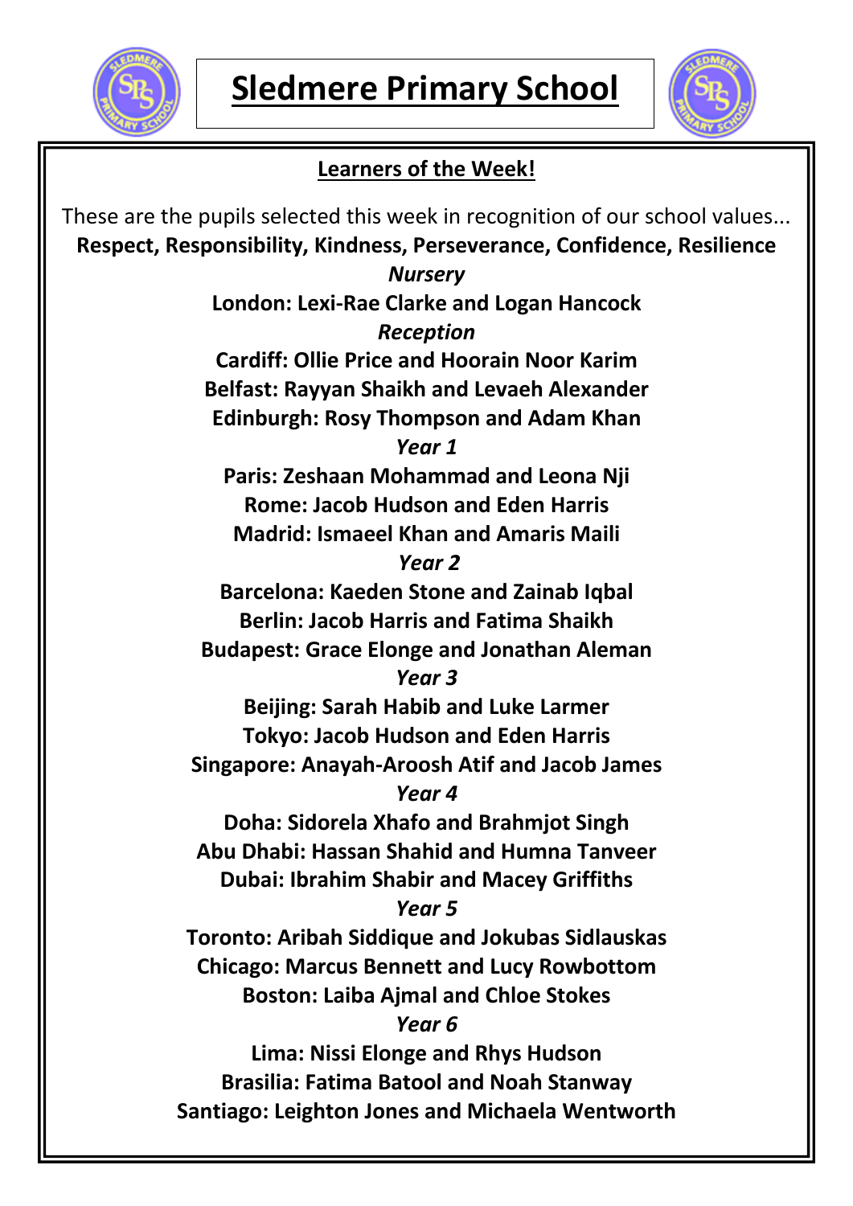# Sledmere Primary School

## Learners of the Week!

These are the pupils selected this week in recognition of our school values...

**Respect, Responsibility, Kindness, Perseverance, Confidence, Resilience**

***Nursery***

**London: Lexi-Rae Clarke and Logan Hancock**

***Reception***

**Cardiff: Ollie Price and Hoorain Noor Karim**

**Belfast: Rayyan Shaikh and Levaeh Alexander**

**Edinburgh: Rosy Thompson and Adam Khan**

***Year 1***

**Paris: Zeshaan Mohammad and Leona Nji**

**Rome: Jacob Hudson and Eden Harris**

**Madrid: Ismaeel Khan and Amaris Maili**

***Year 2***

**Barcelona: Kaeden Stone and Zainab Iqbal**

**Berlin: Jacob Harris and Fatima Shaikh**

**Budapest: Grace Elonge and Jonathan Aleman**

***Year 3***

**Beijing: Sarah Habib and Luke Larmer**

**Tokyo: Jacob Hudson and Eden Harris**

**Singapore: Anayah-Aroosh Atif and Jacob James**

***Year 4***

**Doha: Sidorela Xhafo and Brahmjot Singh**

**Abu Dhabi: Hassan Shahid and Humna Tanveer**

**Dubai: Ibrahim Shabir and Macey Griffiths**

***Year 5***

**Toronto: Aribah Siddique and Jokubas Sidlauskas**

**Chicago: Marcus Bennett and Lucy Rowbottom**

**Boston: Laiba Ajmal and Chloe Stokes**

***Year 6***

**Lima: Nissi Elonge and Rhys Hudson**

**Brasilia: Fatima Batool and Noah Stanway**

**Santiago: Leighton Jones and Michaela Wentworth**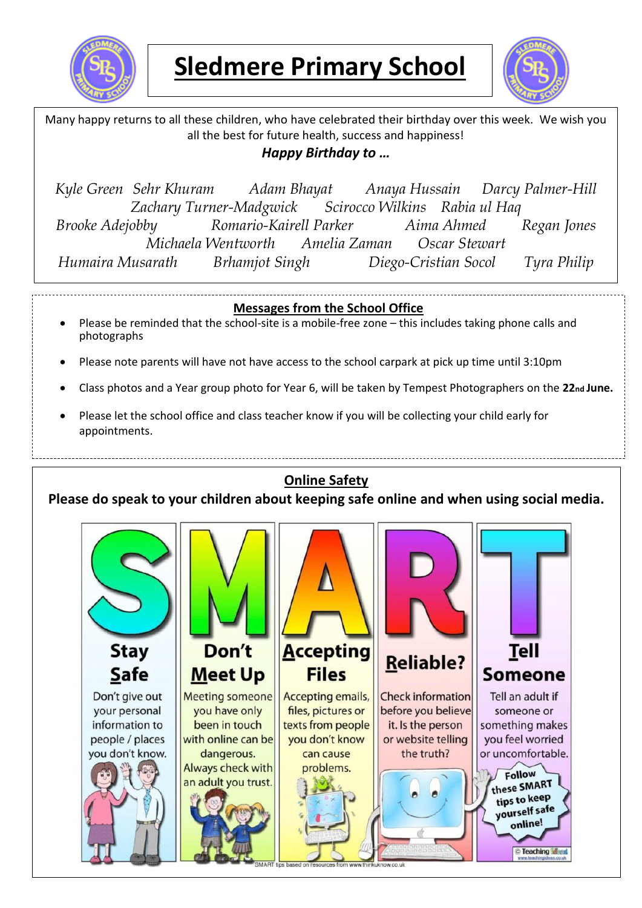# Sledmere Primary School

Many happy returns to all these children, who have celebrated their birthday over this week. We wish you all the best for future health, success and happiness!

***Happy Birthday to …***

*Kyle Green Sehr Khuram Adam Bhayat Anaya Hussain Darcy Palmer-Hill Zachary Turner-Madgwick Scirocco Wilkins Rabia ul Haq Brooke Adejobby Romario-Kairell Parker Aima Ahmed Regan Jones Michaela Wentworth Amelia Zaman Oscar Stewart Humaira Musarath Brhamjot Singh Diego-Cristian Socol Tyra Philip*

## Messages from the School Office

- Please be reminded that the school-site is a mobile-free zone – this includes taking phone calls and photographs
- Please note parents will have not have access to the school carpark at pick up time until 3:10pm
- Class photos and a Year group photo for Year 6, will be taken by Tempest Photographers on the **22nd June.**
- Please let the school office and class teacher know if you will be collecting your child early for appointments.

## Online Safety

**Please do speak to your children about keeping safe online and when using social media.**

**S – Stay Safe**
Don't give out your personal information to people / places you don't know.

**M – Don't Meet Up**
Meeting someone you have only been in touch with online can be dangerous. Always check with an adult you trust.

**A – Accepting Files**
Accepting emails, files, pictures or texts from people you don't know can cause problems.

**R – Reliable?**
Check information before you believe it. Is the person or website telling the truth?

**T – Tell Someone**
Tell an adult if someone or something makes you feel worried or uncomfortable.

Follow these SMART tips to keep yourself safe online!

© Teaching Ideas www.teachingideas.co.uk

SMART tips based on resources from www.thinkuknow.co.uk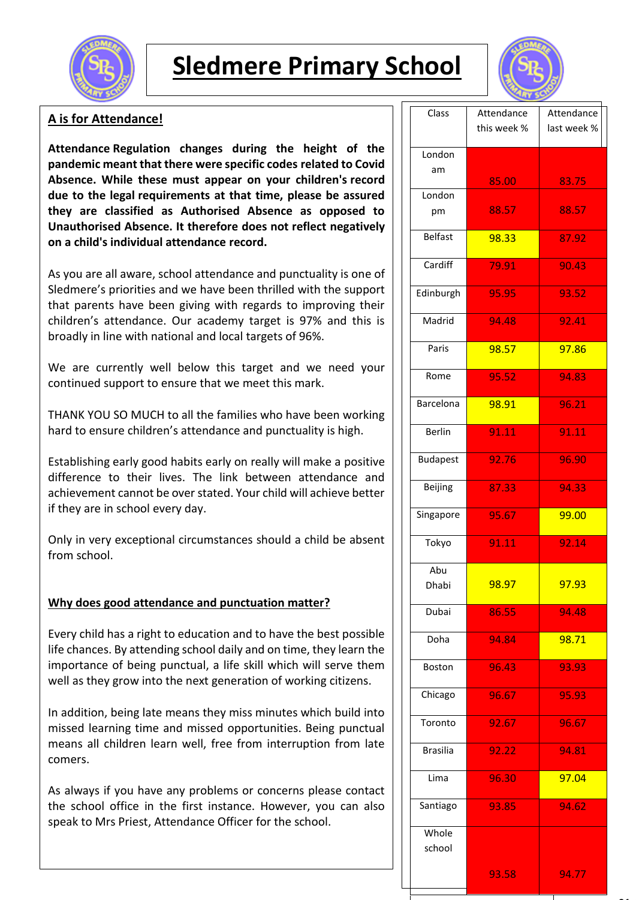# Sledmere Primary School

## A is for Attendance!

**Attendance Regulation changes during the height of the pandemic meant that there were specific codes related to Covid Absence. While these must appear on your children's record due to the legal requirements at that time, please be assured they are classified as Authorised Absence as opposed to Unauthorised Absence. It therefore does not reflect negatively on a child's individual attendance record.**

As you are all aware, school attendance and punctuality is one of Sledmere's priorities and we have been thrilled with the support that parents have been giving with regards to improving their children's attendance. Our academy target is 97% and this is broadly in line with national and local targets of 96%.

We are currently well below this target and we need your continued support to ensure that we meet this mark.

THANK YOU SO MUCH to all the families who have been working hard to ensure children's attendance and punctuality is high.

Establishing early good habits early on really will make a positive difference to their lives. The link between attendance and achievement cannot be over stated. Your child will achieve better if they are in school every day.

Only in very exceptional circumstances should a child be absent from school.

## Why does good attendance and punctuation matter?

Every child has a right to education and to have the best possible life chances. By attending school daily and on time, they learn the importance of being punctual, a life skill which will serve them well as they grow into the next generation of working citizens.

In addition, being late means they miss minutes which build into missed learning time and missed opportunities. Being punctual means all children learn well, free from interruption from late comers.

As always if you have any problems or concerns please contact the school office in the first instance. However, you can also speak to Mrs Priest, Attendance Officer for the school.

| Class | Attendance this week % | Attendance last week % |
|---|---|---|
| London am | 85.00 | 83.75 |
| London pm | 88.57 | 88.57 |
| Belfast | 98.33 | 87.92 |
| Cardiff | 79.91 | 90.43 |
| Edinburgh | 95.95 | 93.52 |
| Madrid | 94.48 | 92.41 |
| Paris | 98.57 | 97.86 |
| Rome | 95.52 | 94.83 |
| Barcelona | 98.91 | 96.21 |
| Berlin | 91.11 | 91.11 |
| Budapest | 92.76 | 96.90 |
| Beijing | 87.33 | 94.33 |
| Singapore | 95.67 | 99.00 |
| Tokyo | 91.11 | 92.14 |
| Abu Dhabi | 98.97 | 97.93 |
| Dubai | 86.55 | 94.48 |
| Doha | 94.84 | 98.71 |
| Boston | 96.43 | 93.93 |
| Chicago | 96.67 | 95.93 |
| Toronto | 92.67 | 96.67 |
| Brasilia | 92.22 | 94.81 |
| Lima | 96.30 | 97.04 |
| Santiago | 93.85 | 94.62 |
| Whole school | 93.58 | 94.77 |